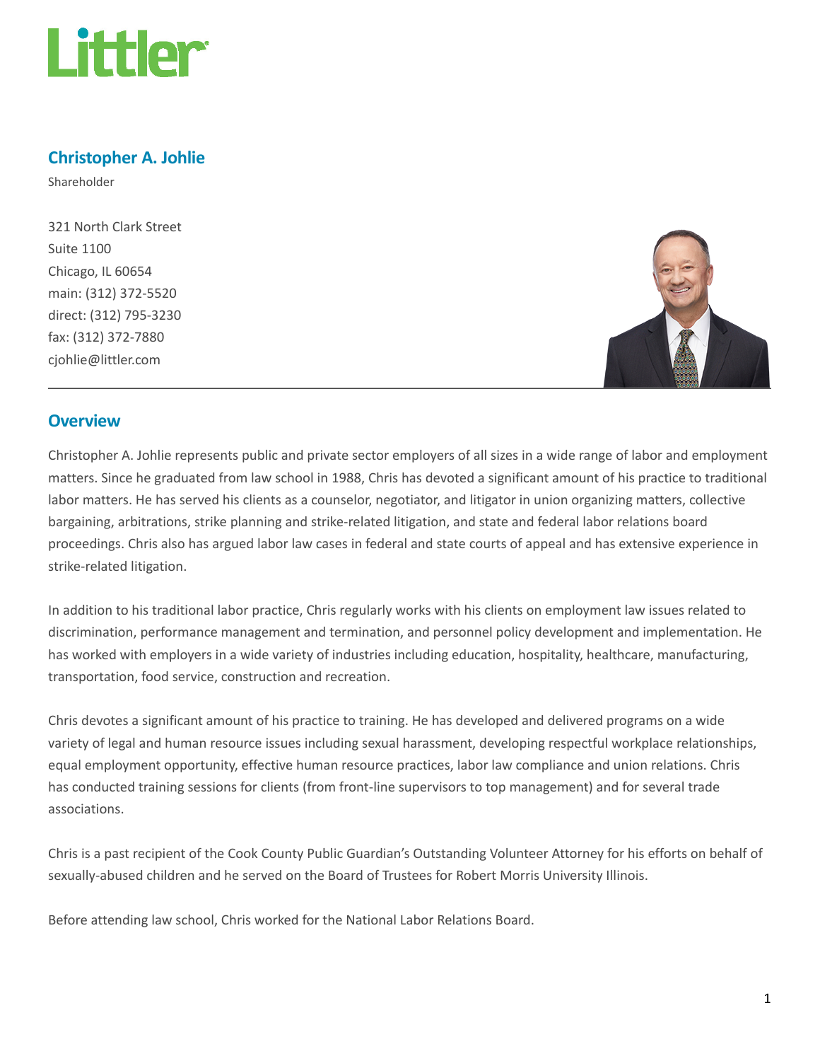# Christopher A. Johlie

Shareholder

321 North Clark Street
Suite 1100
Chicago, IL 60654
main: (312) 372-5520
direct: (312) 795-3230
fax: (312) 372-7880
cjohlie@littler.com

## Overview

Christopher A. Johlie represents public and private sector employers of all sizes in a wide range of labor and employment matters. Since he graduated from law school in 1988, Chris has devoted a significant amount of his practice to traditional labor matters. He has served his clients as a counselor, negotiator, and litigator in union organizing matters, collective bargaining, arbitrations, strike planning and strike-related litigation, and state and federal labor relations board proceedings. Chris also has argued labor law cases in federal and state courts of appeal and has extensive experience in strike-related litigation.

In addition to his traditional labor practice, Chris regularly works with his clients on employment law issues related to discrimination, performance management and termination, and personnel policy development and implementation. He has worked with employers in a wide variety of industries including education, hospitality, healthcare, manufacturing, transportation, food service, construction and recreation.

Chris devotes a significant amount of his practice to training. He has developed and delivered programs on a wide variety of legal and human resource issues including sexual harassment, developing respectful workplace relationships, equal employment opportunity, effective human resource practices, labor law compliance and union relations. Chris has conducted training sessions for clients (from front-line supervisors to top management) and for several trade associations.

Chris is a past recipient of the Cook County Public Guardian's Outstanding Volunteer Attorney for his efforts on behalf of sexually-abused children and he served on the Board of Trustees for Robert Morris University Illinois.

Before attending law school, Chris worked for the National Labor Relations Board.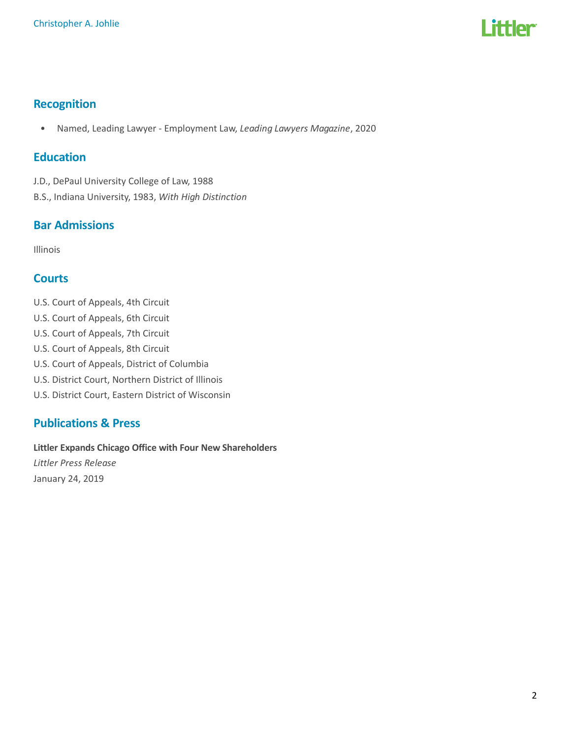## Recognition

- Named, Leading Lawyer - Employment Law, *Leading Lawyers Magazine*, 2020

## Education

J.D., DePaul University College of Law, 1988
B.S., Indiana University, 1983, *With High Distinction*

## Bar Admissions

Illinois

## Courts

U.S. Court of Appeals, 4th Circuit
U.S. Court of Appeals, 6th Circuit
U.S. Court of Appeals, 7th Circuit
U.S. Court of Appeals, 8th Circuit
U.S. Court of Appeals, District of Columbia
U.S. District Court, Northern District of Illinois
U.S. District Court, Eastern District of Wisconsin

## Publications & Press

**Littler Expands Chicago Office with Four New Shareholders**
*Littler Press Release*
January 24, 2019